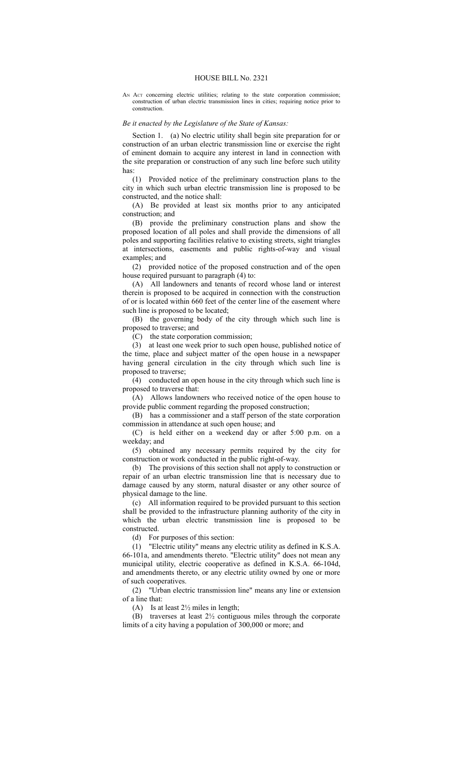# HOUSE BILL No. 2321

AN ACT concerning electric utilities; relating to the state corporation commission; construction of urban electric transmission lines in cities; requiring notice prior to construction.

*Be it enacted by the Legislature of the State of Kansas:*

Section 1. (a) No electric utility shall begin site preparation for or construction of an urban electric transmission line or exercise the right of eminent domain to acquire any interest in land in connection with the site preparation or construction of any such line before such utility has:

(1) Provided notice of the preliminary construction plans to the city in which such urban electric transmission line is proposed to be constructed, and the notice shall:

(A) Be provided at least six months prior to any anticipated construction; and

(B) provide the preliminary construction plans and show the proposed location of all poles and shall provide the dimensions of all poles and supporting facilities relative to existing streets, sight triangles at intersections, easements and public rights-of-way and visual examples; and

(2) provided notice of the proposed construction and of the open house required pursuant to paragraph (4) to:

(A) All landowners and tenants of record whose land or interest therein is proposed to be acquired in connection with the construction of or is located within 660 feet of the center line of the easement where such line is proposed to be located;

(B) the governing body of the city through which such line is proposed to traverse; and

(C) the state corporation commission;

(3) at least one week prior to such open house, published notice of the time, place and subject matter of the open house in a newspaper having general circulation in the city through which such line is proposed to traverse;

(4) conducted an open house in the city through which such line is proposed to traverse that:

(A) Allows landowners who received notice of the open house to provide public comment regarding the proposed construction;

(B) has a commissioner and a staff person of the state corporation commission in attendance at such open house; and

(C) is held either on a weekend day or after 5:00 p.m. on a weekday; and

(5) obtained any necessary permits required by the city for construction or work conducted in the public right-of-way.

(b) The provisions of this section shall not apply to construction or repair of an urban electric transmission line that is necessary due to damage caused by any storm, natural disaster or any other source of physical damage to the line.

(c) All information required to be provided pursuant to this section shall be provided to the infrastructure planning authority of the city in which the urban electric transmission line is proposed to be constructed.

(d) For purposes of this section:

(1) "Electric utility" means any electric utility as defined in K.S.A. 66-101a, and amendments thereto. "Electric utility" does not mean any municipal utility, electric cooperative as defined in K.S.A. 66-104d, and amendments thereto, or any electric utility owned by one or more of such cooperatives.

(2) "Urban electric transmission line" means any line or extension of a line that:

(A) Is at least 2½ miles in length;

(B) traverses at least 2½ contiguous miles through the corporate limits of a city having a population of 300,000 or more; and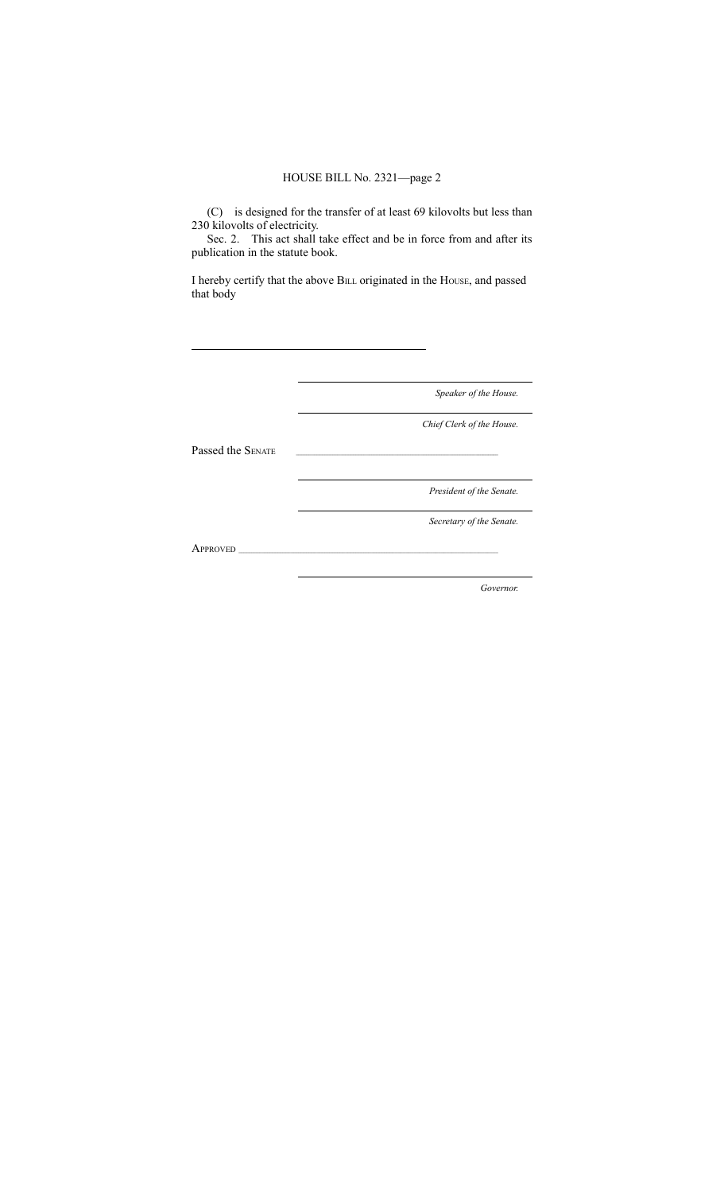(C) is designed for the transfer of at least 69 kilovolts but less than 230 kilovolts of electricity.

Sec. 2. This act shall take effect and be in force from and after its publication in the statute book.

I hereby certify that the above BILL originated in the HOUSE, and passed that body

\_\_\_\_\_\_\_\_\_\_\_\_\_\_\_\_\_\_\_\_\_\_\_\_\_\_\_\_\_\_\_\_\_\_\_\_\_\_\_\_

\_\_\_\_\_\_\_\_\_\_\_\_\_\_\_\_\_\_\_\_\_\_\_\_\_\_\_\_\_\_\_\_\_\_\_\_\_\_\_\_
*Speaker of the House.*

\_\_\_\_\_\_\_\_\_\_\_\_\_\_\_\_\_\_\_\_\_\_\_\_\_\_\_\_\_\_\_\_\_\_\_\_\_\_\_\_
*Chief Clerk of the House.*

Passed the SENATE \_\_\_\_\_\_\_\_\_\_\_\_\_\_\_\_\_\_\_\_\_\_\_\_\_\_\_\_\_\_\_\_\_\_\_\_\_\_\_\_

\_\_\_\_\_\_\_\_\_\_\_\_\_\_\_\_\_\_\_\_\_\_\_\_\_\_\_\_\_\_\_\_\_\_\_\_\_\_\_\_
*President of the Senate.*

\_\_\_\_\_\_\_\_\_\_\_\_\_\_\_\_\_\_\_\_\_\_\_\_\_\_\_\_\_\_\_\_\_\_\_\_\_\_\_\_
*Secretary of the Senate.*

APPROVED \_\_\_\_\_\_\_\_\_\_\_\_\_\_\_\_\_\_\_\_\_\_\_\_\_\_\_\_\_\_\_\_\_\_\_\_\_\_\_\_

\_\_\_\_\_\_\_\_\_\_\_\_\_\_\_\_\_\_\_\_\_\_\_\_\_\_\_\_\_\_\_\_\_\_\_\_\_\_\_\_
*Governor.*